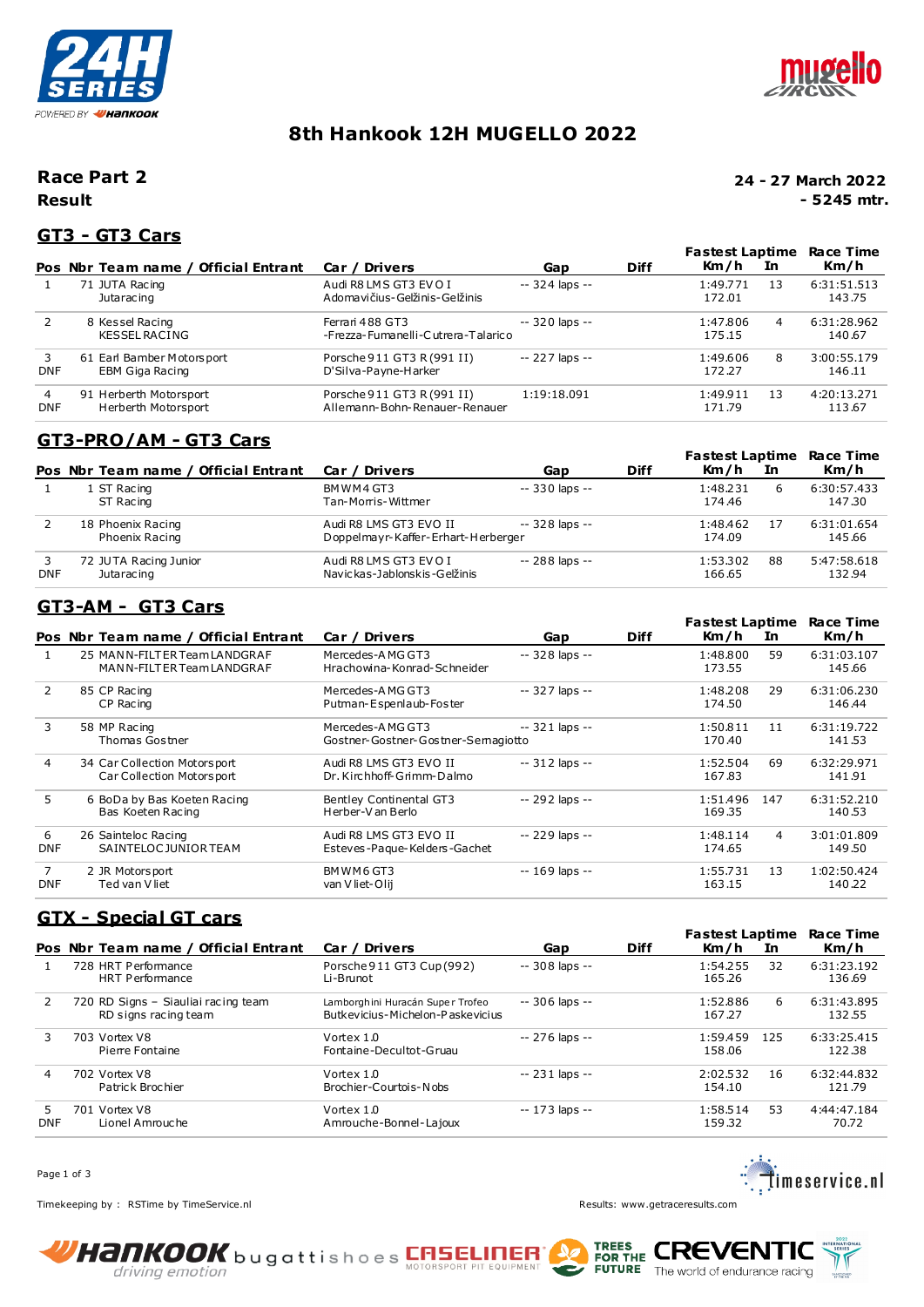# 8th Hankook 12H MUGELLO 2022

**Race Part 2**
**Result**

**24 - 27 March 2022**
**- 5245 mtr.**

## GT3 - GT3 Cars

| Pos | Nbr | Team name / Official Entrant | Car / Drivers | Gap | Diff | Fastest Laptime Km/h | In | Race Time Km/h |
|---|---|---|---|---|---|---|---|---|
| 1 | 71 | JUTA Racing<br>Jutaracing | Audi R8 LMS GT3 EVO I<br>Adomavičius-Gelžinis-Gelžinis | -- 324 laps -- | | 1:49.771<br>172.01 | 13 | 6:31:51.513<br>143.75 |
| 2 | 8 | Kessel Racing<br>KESSEL RACING | Ferrari 488 GT3<br>-Frezza-Fumanelli-Cutrera-Talarico | -- 320 laps -- | | 1:47.806<br>175.15 | 4 | 6:31:28.962<br>140.67 |
| 3<br>DNF | 61 | Earl Bamber Motorsport<br>EBM Giga Racing | Porsche 911 GT3 R (991 II)<br>D'Silva-Payne-Harker | -- 227 laps -- | | 1:49.606<br>172.27 | 8 | 3:00:55.179<br>146.11 |
| 4<br>DNF | 91 | Herberth Motorsport<br>Herberth Motorsport | Porsche 911 GT3 R (991 II)<br>Allemann-Bohn-Renauer-Renauer | 1:19:18.091 | | 1:49.911<br>171.79 | 13 | 4:20:13.271<br>113.67 |

## GT3-PRO/AM - GT3 Cars

| Pos | Nbr | Team name / Official Entrant | Car / Drivers | Gap | Diff | Fastest Laptime Km/h | In | Race Time Km/h |
|---|---|---|---|---|---|---|---|---|
| 1 | 1 | ST Racing<br>ST Racing | BMW M4 GT3<br>Tan-Morris-Wittmer | -- 330 laps -- | | 1:48.231<br>174.46 | 6 | 6:30:57.433<br>147.30 |
| 2 | 18 | Phoenix Racing<br>Phoenix Racing | Audi R8 LMS GT3 EVO II<br>Doppelmayr-Kaffer-Erhart-Herberger | -- 328 laps -- | | 1:48.462<br>174.09 | 17 | 6:31:01.654<br>145.66 |
| 3<br>DNF | 72 | JUTA Racing Junior<br>Jutaracing | Audi R8 LMS GT3 EVO I<br>Navickas-Jablonskis-Gelžinis | -- 288 laps -- | | 1:53.302<br>166.65 | 88 | 5:47:58.618<br>132.94 |

## GT3-AM - GT3 Cars

| Pos | Nbr | Team name / Official Entrant | Car / Drivers | Gap | Diff | Fastest Laptime Km/h | In | Race Time Km/h |
|---|---|---|---|---|---|---|---|---|
| 1 | 25 | MANN-FILTER Team LANDGRAF<br>MANN-FILTER Team LANDGRAF | Mercedes-AMG GT3<br>Hrachowina-Konrad-Schneider | -- 328 laps -- | | 1:48.800<br>173.55 | 59 | 6:31:03.107<br>145.66 |
| 2 | 85 | CP Racing<br>CP Racing | Mercedes-AMG GT3<br>Putman-Espenlaub-Foster | -- 327 laps -- | | 1:48.208<br>174.50 | 29 | 6:31:06.230<br>146.44 |
| 3 | 58 | MP Racing<br>Thomas Gostner | Mercedes-AMG GT3<br>Gostner-Gostner-Gostner-Sernagiotto | -- 321 laps -- | | 1:50.811<br>170.40 | 11 | 6:31:19.722<br>141.53 |
| 4 | 34 | Car Collection Motorsport<br>Car Collection Motorsport | Audi R8 LMS GT3 EVO II<br>Dr. Kirchhoff-Grimm-Dalmo | -- 312 laps -- | | 1:52.504<br>167.83 | 69 | 6:32:29.971<br>141.91 |
| 5 | 6 | BoDa by Bas Koeten Racing<br>Bas Koeten Racing | Bentley Continental GT3<br>Herber-Van Berlo | -- 292 laps -- | | 1:51.496<br>169.35 | 147 | 6:31:52.210<br>140.53 |
| 6<br>DNF | 26 | Sainteloc Racing<br>SAINTELOC JUNIOR TEAM | Audi R8 LMS GT3 EVO II<br>Esteves-Paque-Kelders-Gachet | -- 229 laps -- | | 1:48.114<br>174.65 | 4 | 3:01:01.809<br>149.50 |
| 7<br>DNF | 2 | JR Motorsport<br>Ted van Vliet | BMW M6 GT3<br>van Vliet-Olij | -- 169 laps -- | | 1:55.731<br>163.15 | 13 | 1:02:50.424<br>140.22 |

## GTX - Special GT cars

| Pos | Nbr | Team name / Official Entrant | Car / Drivers | Gap | Diff | Fastest Laptime Km/h | In | Race Time Km/h |
|---|---|---|---|---|---|---|---|---|
| 1 | 728 | HRT Performance<br>HRT Performance | Porsche 911 GT3 Cup (992)<br>Li-Brunot | -- 308 laps -- | | 1:54.255<br>165.26 | 32 | 6:31:23.192<br>136.69 |
| 2 | 720 | RD Signs – Siauliai racing team<br>RD signs racing team | Lamborghini Huracán Super Trofeo<br>Butkevicius-Michelon-Paskevicius | -- 306 laps -- | | 1:52.886<br>167.27 | 6 | 6:31:43.895<br>132.55 |
| 3 | 703 | Vortex V8<br>Pierre Fontaine | Vortex 1.0<br>Fontaine-Decultot-Gruau | -- 276 laps -- | | 1:59.459<br>158.06 | 125 | 6:33:25.415<br>122.38 |
| 4 | 702 | Vortex V8<br>Patrick Brochier | Vortex 1.0<br>Brochier-Courtois-Nobs | -- 231 laps -- | | 2:02.532<br>154.10 | 16 | 6:32:44.832<br>121.79 |
| 5<br>DNF | 701 | Vortex V8<br>Lionel Amrouche | Vortex 1.0<br>Amrouche-Bonnel-Lajoux | -- 173 laps -- | | 1:58.514<br>159.32 | 53 | 4:44:47.184<br>70.72 |

Timekeeping by : RSTime by TimeService.nl

Results: www.getraceresults.com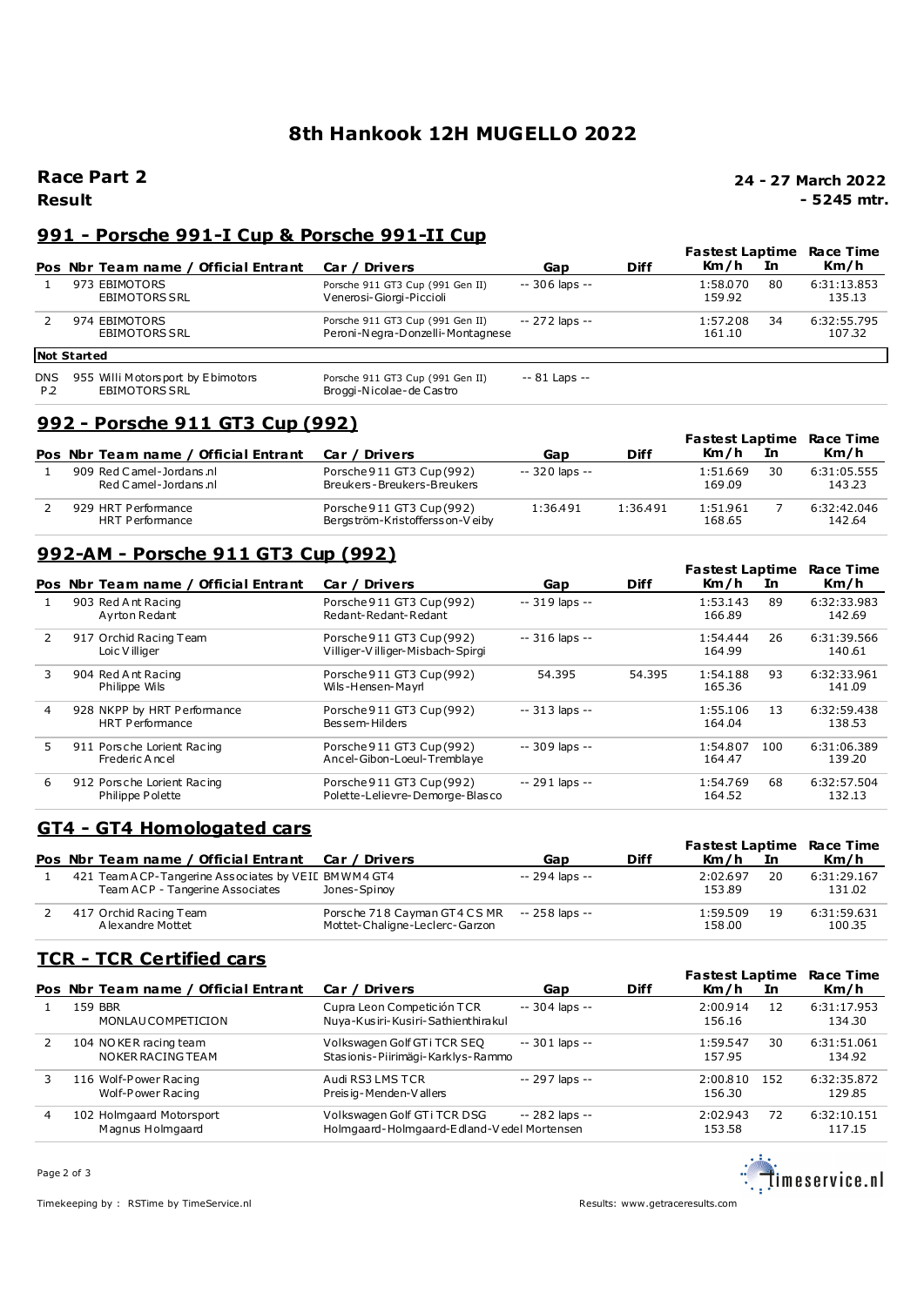# 8th Hankook 12H MUGELLO 2022

**Race Part 2**
**Result**

**24 - 27 March 2022**
**- 5245 mtr.**

## 991 - Porsche 991-I Cup & Porsche 991-II Cup

| Pos | Nbr | Team name / Official Entrant | Car / Drivers | Gap | Diff | Fastest Laptime Km/h | In | Race Time Km/h |
|---|---|---|---|---|---|---|---|---|
| 1 | 973 | EBIMOTORS<br>EBIMOTORS SRL | Porsche 911 GT3 Cup (991 Gen II)<br>Venerosi-Giorgi-Piccioli | -- 306 laps -- | | 1:58.070<br>159.92 | 80 | 6:31:13.853<br>135.13 |
| 2 | 974 | EBIMOTORS<br>EBIMOTORS SRL | Porsche 911 GT3 Cup (991 Gen II)<br>Peroni-Negra-Donzelli-Montagnese | -- 272 laps -- | | 1:57.208<br>161.10 | 34 | 6:32:55.795<br>107.32 |
| **Not Started** | | | | | | | | |
| DNS P.2 | 955 | Willi Motorsport by Ebimotors<br>EBIMOTORS SRL | Porsche 911 GT3 Cup (991 Gen II)<br>Broggi-Nicolae-de Castro | -- 81 Laps -- | | | | |

## 992 - Porsche 911 GT3 Cup (992)

| Pos | Nbr | Team name / Official Entrant | Car / Drivers | Gap | Diff | Fastest Laptime Km/h | In | Race Time Km/h |
|---|---|---|---|---|---|---|---|---|
| 1 | 909 | Red Camel-Jordans.nl<br>Red Camel-Jordans.nl | Porsche 911 GT3 Cup (992)<br>Breukers-Breukers-Breukers | -- 320 laps -- | | 1:51.669<br>169.09 | 30 | 6:31:05.555<br>143.23 |
| 2 | 929 | HRT Performance<br>HRT Performance | Porsche 911 GT3 Cup (992)<br>Bergström-Kristoffersson-Veiby | 1:36.491 | 1:36.491 | 1:51.961<br>168.65 | 7 | 6:32:42.046<br>142.64 |

## 992-AM - Porsche 911 GT3 Cup (992)

| Pos | Nbr | Team name / Official Entrant | Car / Drivers | Gap | Diff | Fastest Laptime Km/h | In | Race Time Km/h |
|---|---|---|---|---|---|---|---|---|
| 1 | 903 | Red Ant Racing<br>Ayrton Redant | Porsche 911 GT3 Cup (992)<br>Redant-Redant-Redant | -- 319 laps -- | | 1:53.143<br>166.89 | 89 | 6:32:33.983<br>142.69 |
| 2 | 917 | Orchid Racing Team<br>Loic Villiger | Porsche 911 GT3 Cup (992)<br>Villiger-Villiger-Misbach-Spirgi | -- 316 laps -- | | 1:54.444<br>164.99 | 26 | 6:31:39.566<br>140.61 |
| 3 | 904 | Red Ant Racing<br>Philippe Wils | Porsche 911 GT3 Cup (992)<br>Wils-Hensen-Mayrl | 54.395 | 54.395 | 1:54.188<br>165.36 | 93 | 6:32:33.961<br>141.09 |
| 4 | 928 | NKPP by HRT Performance<br>HRT Performance | Porsche 911 GT3 Cup (992)<br>Bessem-Hilders | -- 313 laps -- | | 1:55.106<br>164.04 | 13 | 6:32:59.438<br>138.53 |
| 5 | 911 | Porsche Lorient Racing<br>Frederic Ancel | Porsche 911 GT3 Cup (992)<br>Ancel-Gibon-Loeul-Tremblaye | -- 309 laps -- | | 1:54.807<br>164.47 | 100 | 6:31:06.389<br>139.20 |
| 6 | 912 | Porsche Lorient Racing<br>Philippe Polette | Porsche 911 GT3 Cup (992)<br>Polette-Lelievre-Demorge-Blasco | -- 291 laps -- | | 1:54.769<br>164.52 | 68 | 6:32:57.504<br>132.13 |

## GT4 - GT4 Homologated cars

| Pos | Nbr | Team name / Official Entrant | Car / Drivers | Gap | Diff | Fastest Laptime Km/h | In | Race Time Km/h |
|---|---|---|---|---|---|---|---|---|
| 1 | 421 | Team ACP-Tangerine Associates by VEII<br>Team ACP - Tangerine Associates | BMW M4 GT4<br>Jones-Spinoy | -- 294 laps -- | | 2:02.697<br>153.89 | 20 | 6:31:29.167<br>131.02 |
| 2 | 417 | Orchid Racing Team<br>Alexandre Mottet | Porsche 718 Cayman GT4 CS MR<br>Mottet-Chaligne-Leclerc-Garzon | -- 258 laps -- | | 1:59.509<br>158.00 | 19 | 6:31:59.631<br>100.35 |

## TCR - TCR Certified cars

| Pos | Nbr | Team name / Official Entrant | Car / Drivers | Gap | Diff | Fastest Laptime Km/h | In | Race Time Km/h |
|---|---|---|---|---|---|---|---|---|
| 1 | 159 | BBR<br>MONLAU COMPETICION | Cupra Leon Competición TCR<br>Nuya-Kusiri-Kusiri-Sathienthirakul | -- 304 laps -- | | 2:00.914<br>156.16 | 12 | 6:31:17.953<br>134.30 |
| 2 | 104 | NOKER racing team<br>NOKER RACING TEAM | Volkswagen Golf GTi TCR SEQ<br>Stasionis-Piirimägi-Karklys-Rammo | -- 301 laps -- | | 1:59.547<br>157.95 | 30 | 6:31:51.061<br>134.92 |
| 3 | 116 | Wolf-Power Racing<br>Wolf-Power Racing | Audi RS3 LMS TCR<br>Preisig-Menden-Vallers | -- 297 laps -- | | 2:00.810<br>156.30 | 152 | 6:32:35.872<br>129.85 |
| 4 | 102 | Holmgaard Motorsport<br>Magnus Holmgaard | Volkswagen Golf GTi TCR DSG<br>Holmgaard-Holmgaard-Edland-Vedel Mortensen | -- 282 laps -- | | 2:02.943<br>153.58 | 72 | 6:32:10.151<br>117.15 |

Timekeeping by : RSTime by TimeService.nl

Results: www.getraceresults.com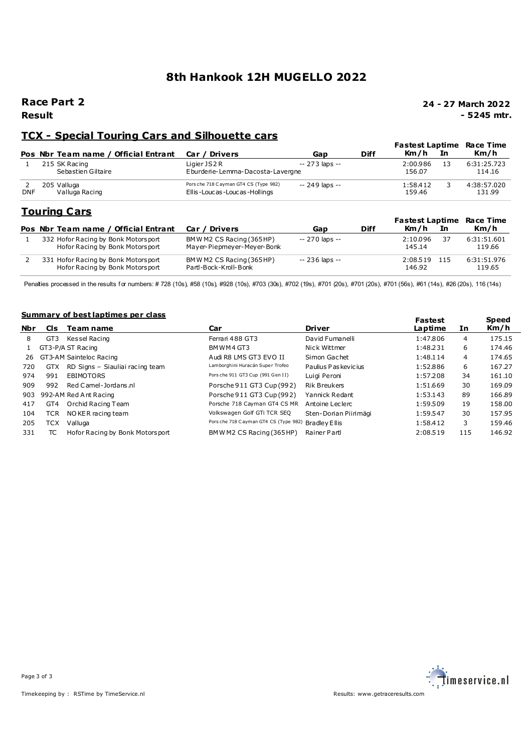# 8th Hankook 12H MUGELLO 2022

**Race Part 2**
**Result**

**24 - 27 March 2022**
**- 5245 mtr.**

## TCX - Special Touring Cars and Silhouette cars

| Pos | Nbr | Team name / Official Entrant | Car / Drivers | Gap | Diff | Fastest Laptime Km/h | In | Race Time Km/h |
|---|---|---|---|---|---|---|---|---|
| 1 | 215 | SK Racing<br>Sebastien Giltaire | Ligier JS2 R<br>Eburderie-Lemma-Dacosta-Lavergne | -- 273 laps -- | | 2:00.986<br>156.07 | 13 | 6:31:25.723<br>114.16 |
| 2<br>DNF | 205 | Valluga<br>Valluga Racing | Porsche 718 Cayman GT4 CS (Type 982)<br>Ellis-Loucas-Loucas-Hollings | -- 249 laps -- | | 1:58.412<br>159.46 | 3 | 4:38:57.020<br>131.99 |

## Touring Cars

| Pos | Nbr | Team name / Official Entrant | Car / Drivers | Gap | Diff | Fastest Laptime Km/h | In | Race Time Km/h |
|---|---|---|---|---|---|---|---|---|
| 1 | 332 | Hofor Racing by Bonk Motorsport<br>Hofor Racing by Bonk Motorsport | BMW M2 CS Racing (365HP)<br>Mayer-Piepmeyer-Meyer-Bonk | -- 270 laps -- | | 2:10.096<br>145.14 | 37 | 6:31:51.601<br>119.66 |
| 2 | 331 | Hofor Racing by Bonk Motorsport<br>Hofor Racing by Bonk Motorsport | BMW M2 CS Racing (365HP)<br>Partl-Bock-Kroll-Bonk | -- 236 laps -- | | 2:08.519<br>146.92 | 115 | 6:31:51.976<br>119.65 |

Penalties processed in the results for numbers: # 728 (10s), #58 (10s), #928 (10s), #703 (30s), #702 (19s), #701 (20s), #701 (20s), #701 (56s), #61 (14s), #26 (20s), 116 (14s)

### Summary of best laptimes per class

| Nbr | Cls | Team name | Car | Driver | Fastest Laptime | In | Speed Km/h |
|---|---|---|---|---|---|---|---|
| 8 | GT3 | Kessel Racing | Ferrari 488 GT3 | David Fumanelli | 1:47.806 | 4 | 175.15 |
| 1 | GT3-P/A | ST Racing | BMW M4 GT3 | Nick Wittmer | 1:48.231 | 6 | 174.46 |
| 26 | GT3-AM | Sainteloc Racing | Audi R8 LMS GT3 EVO II | Simon Gachet | 1:48.114 | 4 | 174.65 |
| 720 | GTX | RD Signs – Siauliai racing team | Lamborghini Huracán Super Trofeo | Paulius Paskevicius | 1:52.886 | 6 | 167.27 |
| 974 | 991 | EBIMOTORS | Porsche 911 GT3 Cup (991 Gen II) | Luigi Peroni | 1:57.208 | 34 | 161.10 |
| 909 | 992 | Red Camel-Jordans.nl | Porsche 911 GT3 Cup (992) | Rik Breukers | 1:51.669 | 30 | 169.09 |
| 903 | 992-AM | Red Ant Racing | Porsche 911 GT3 Cup (992) | Yannick Redant | 1:53.143 | 89 | 166.89 |
| 417 | GT4 | Orchid Racing Team | Porsche 718 Cayman GT4 CS MR | Antoine Leclerc | 1:59.509 | 19 | 158.00 |
| 104 | TCR | NOKER racing team | Volkswagen Golf GTi TCR SEQ | Sten-Dorian Piirimägi | 1:59.547 | 30 | 157.95 |
| 205 | TCX | Valluga | Porsche 718 Cayman GT4 CS (Type 982) | Bradley Ellis | 1:58.412 | 3 | 159.46 |
| 331 | TC | Hofor Racing by Bonk Motorsport | BMW M2 CS Racing (365HP) | Rainer Partl | 2:08.519 | 115 | 146.92 |

Timekeeping by : RSTime by TimeService.nl

Results: www.getraceresults.com